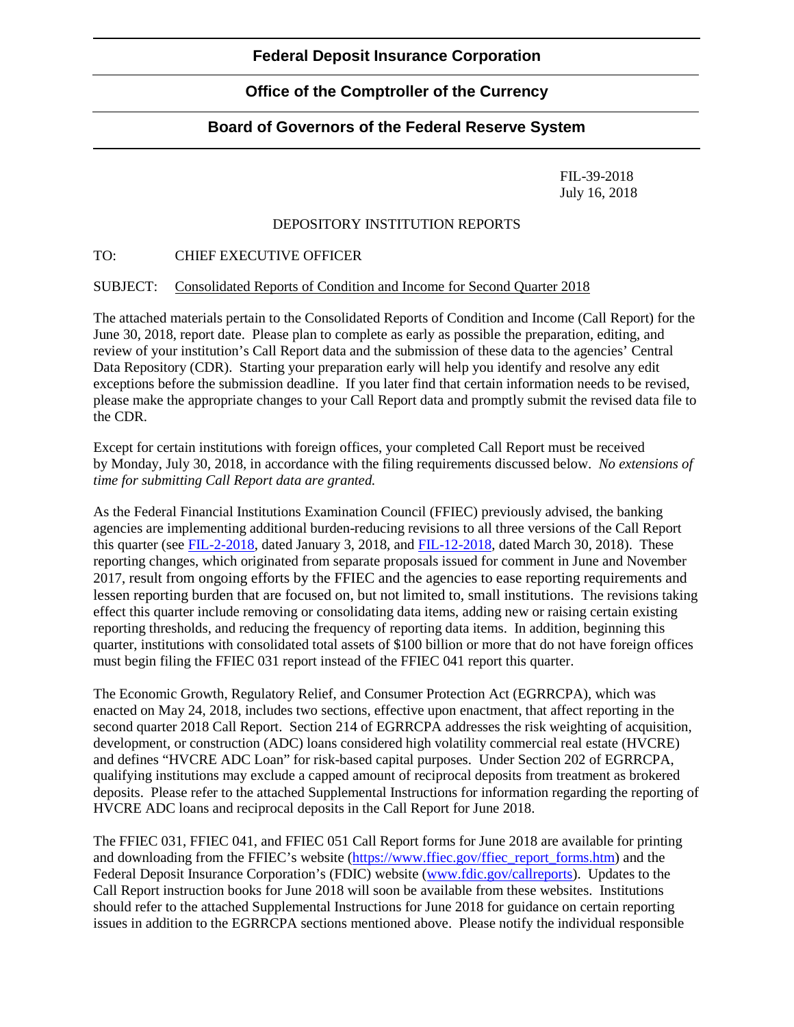**Federal Deposit Insurance Corporation**

**Office of the Comptroller of the Currency**

**Board of Governors of the Federal Reserve System**

FIL-39-2018
July 16, 2018

DEPOSITORY INSTITUTION REPORTS

TO: CHIEF EXECUTIVE OFFICER

SUBJECT: Consolidated Reports of Condition and Income for Second Quarter 2018

The attached materials pertain to the Consolidated Reports of Condition and Income (Call Report) for the June 30, 2018, report date. Please plan to complete as early as possible the preparation, editing, and review of your institution's Call Report data and the submission of these data to the agencies' Central Data Repository (CDR). Starting your preparation early will help you identify and resolve any edit exceptions before the submission deadline. If you later find that certain information needs to be revised, please make the appropriate changes to your Call Report data and promptly submit the revised data file to the CDR.

Except for certain institutions with foreign offices, your completed Call Report must be received by Monday, July 30, 2018, in accordance with the filing requirements discussed below. *No extensions of time for submitting Call Report data are granted.*

As the Federal Financial Institutions Examination Council (FFIEC) previously advised, the banking agencies are implementing additional burden-reducing revisions to all three versions of the Call Report this quarter (see [FIL-2-2018](), dated January 3, 2018, and [FIL-12-2018](), dated March 30, 2018). These reporting changes, which originated from separate proposals issued for comment in June and November 2017, result from ongoing efforts by the FFIEC and the agencies to ease reporting requirements and lessen reporting burden that are focused on, but not limited to, small institutions. The revisions taking effect this quarter include removing or consolidating data items, adding new or raising certain existing reporting thresholds, and reducing the frequency of reporting data items. In addition, beginning this quarter, institutions with consolidated total assets of $100 billion or more that do not have foreign offices must begin filing the FFIEC 031 report instead of the FFIEC 041 report this quarter.

The Economic Growth, Regulatory Relief, and Consumer Protection Act (EGRRCPA), which was enacted on May 24, 2018, includes two sections, effective upon enactment, that affect reporting in the second quarter 2018 Call Report. Section 214 of EGRRCPA addresses the risk weighting of acquisition, development, or construction (ADC) loans considered high volatility commercial real estate (HVCRE) and defines "HVCRE ADC Loan" for risk-based capital purposes. Under Section 202 of EGRRCPA, qualifying institutions may exclude a capped amount of reciprocal deposits from treatment as brokered deposits. Please refer to the attached Supplemental Instructions for information regarding the reporting of HVCRE ADC loans and reciprocal deposits in the Call Report for June 2018.

The FFIEC 031, FFIEC 041, and FFIEC 051 Call Report forms for June 2018 are available for printing and downloading from the FFIEC's website ([https://www.ffiec.gov/ffiec_report_forms.htm](https://www.ffiec.gov/ffiec_report_forms.htm)) and the Federal Deposit Insurance Corporation's (FDIC) website ([www.fdic.gov/callreports](www.fdic.gov/callreports)). Updates to the Call Report instruction books for June 2018 will soon be available from these websites. Institutions should refer to the attached Supplemental Instructions for June 2018 for guidance on certain reporting issues in addition to the EGRRCPA sections mentioned above. Please notify the individual responsible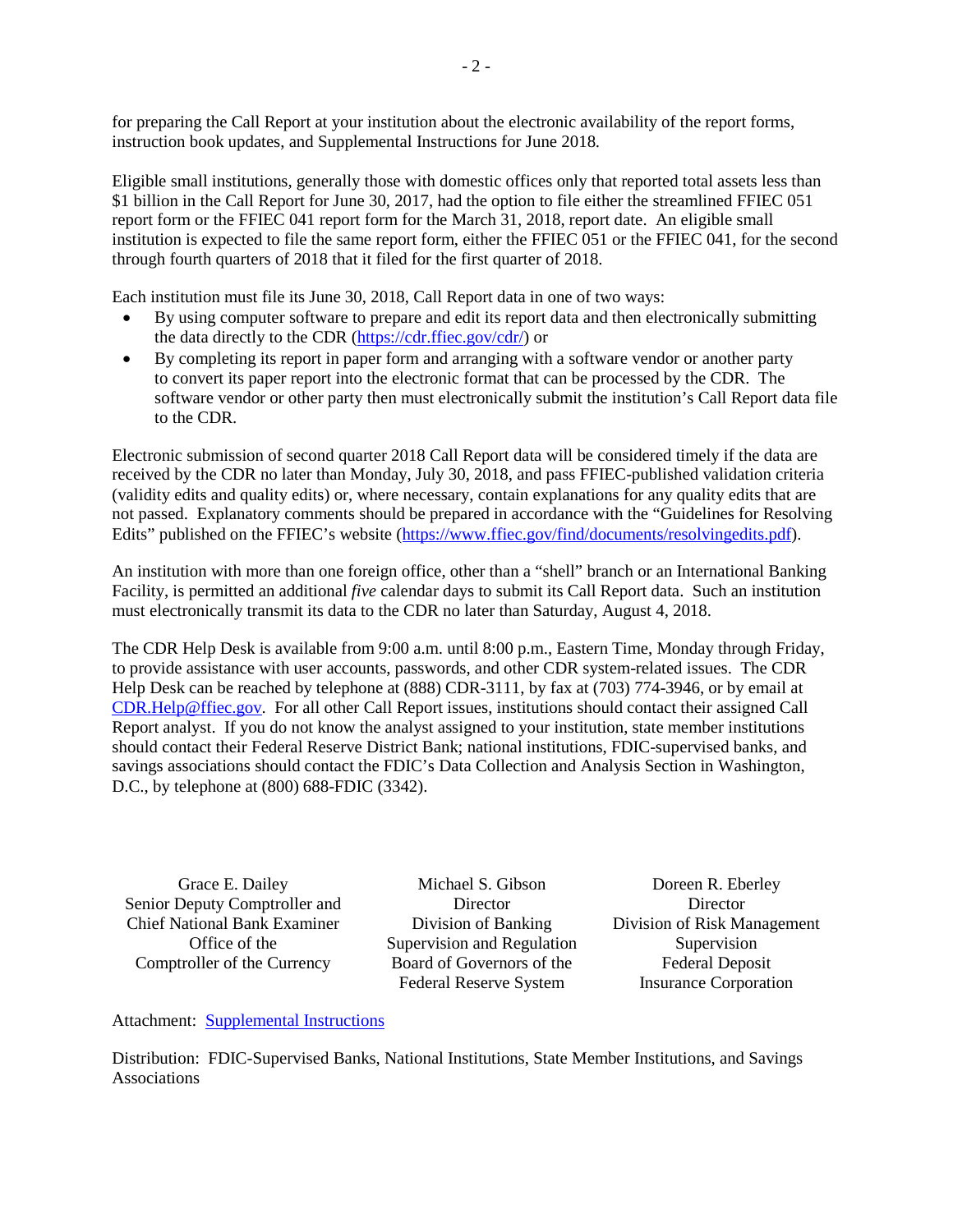for preparing the Call Report at your institution about the electronic availability of the report forms, instruction book updates, and Supplemental Instructions for June 2018.

Eligible small institutions, generally those with domestic offices only that reported total assets less than $1 billion in the Call Report for June 30, 2017, had the option to file either the streamlined FFIEC 051 report form or the FFIEC 041 report form for the March 31, 2018, report date. An eligible small institution is expected to file the same report form, either the FFIEC 051 or the FFIEC 041, for the second through fourth quarters of 2018 that it filed for the first quarter of 2018.

Each institution must file its June 30, 2018, Call Report data in one of two ways:

- By using computer software to prepare and edit its report data and then electronically submitting the data directly to the CDR (https://cdr.ffiec.gov/cdr/) or
- By completing its report in paper form and arranging with a software vendor or another party to convert its paper report into the electronic format that can be processed by the CDR. The software vendor or other party then must electronically submit the institution's Call Report data file to the CDR.

Electronic submission of second quarter 2018 Call Report data will be considered timely if the data are received by the CDR no later than Monday, July 30, 2018, and pass FFIEC-published validation criteria (validity edits and quality edits) or, where necessary, contain explanations for any quality edits that are not passed. Explanatory comments should be prepared in accordance with the "Guidelines for Resolving Edits" published on the FFIEC's website (https://www.ffiec.gov/find/documents/resolvingedits.pdf).

An institution with more than one foreign office, other than a "shell" branch or an International Banking Facility, is permitted an additional *five* calendar days to submit its Call Report data. Such an institution must electronically transmit its data to the CDR no later than Saturday, August 4, 2018.

The CDR Help Desk is available from 9:00 a.m. until 8:00 p.m., Eastern Time, Monday through Friday, to provide assistance with user accounts, passwords, and other CDR system-related issues. The CDR Help Desk can be reached by telephone at (888) CDR-3111, by fax at (703) 774-3946, or by email at CDR.Help@ffiec.gov. For all other Call Report issues, institutions should contact their assigned Call Report analyst. If you do not know the analyst assigned to your institution, state member institutions should contact their Federal Reserve District Bank; national institutions, FDIC-supervised banks, and savings associations should contact the FDIC's Data Collection and Analysis Section in Washington, D.C., by telephone at (800) 688-FDIC (3342).

Grace E. Dailey
Senior Deputy Comptroller and
Chief National Bank Examiner
Office of the
Comptroller of the Currency

Michael S. Gibson
Director
Division of Banking
Supervision and Regulation
Board of Governors of the
Federal Reserve System

Doreen R. Eberley
Director
Division of Risk Management
Supervision
Federal Deposit
Insurance Corporation

Attachment: Supplemental Instructions

Distribution: FDIC-Supervised Banks, National Institutions, State Member Institutions, and Savings Associations